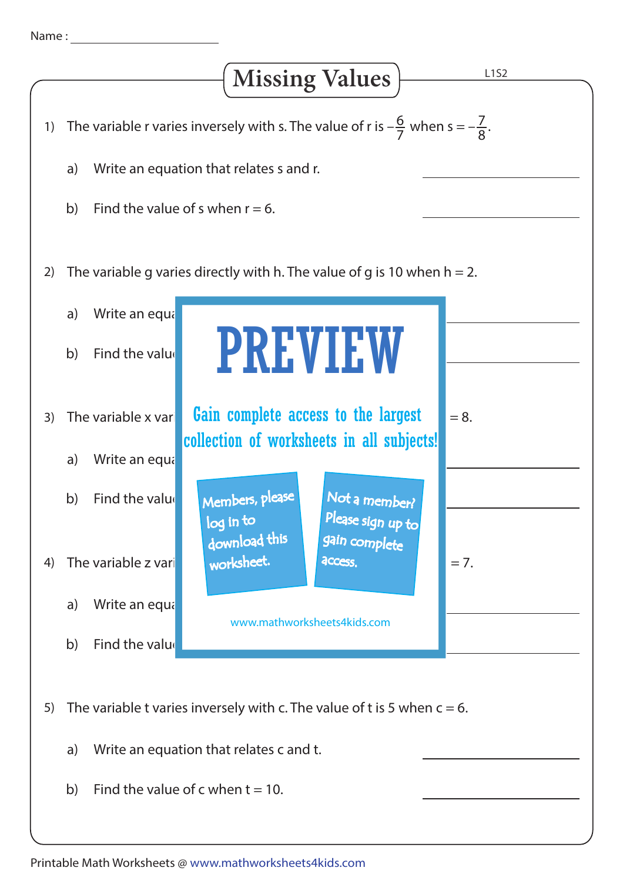Name : ____________________

# Missing Values

L1S2

1) The variable r varies inversely with s. The value of r is $-\frac{6}{7}$ when s = $-\frac{7}{8}$.

 a) Write an equation that relates s and r. ____________

 b) Find the value of s when r = 6. ____________

2) The variable g varies directly with h. The value of g is 10 when h = 2.

 a) Write an equa ____________

 b) Find the valu ____________

3) The variable x var = 8.

 a) Write an equa ____________

 b) Find the valu ____________

4) The variable z vari = 7.

 a) Write an equa ____________

 b) Find the valu ____________

PREVIEW

Gain complete access to the largest collection of worksheets in all subjects!

Members, please log in to download this worksheet.

Not a member? Please sign up to gain complete access.

www.mathworksheets4kids.com

5) The variable t varies inversely with c. The value of t is 5 when c = 6.

 a) Write an equation that relates c and t. ____________

 b) Find the value of c when t = 10. ____________

Printable Math Worksheets @ www.mathworksheets4kids.com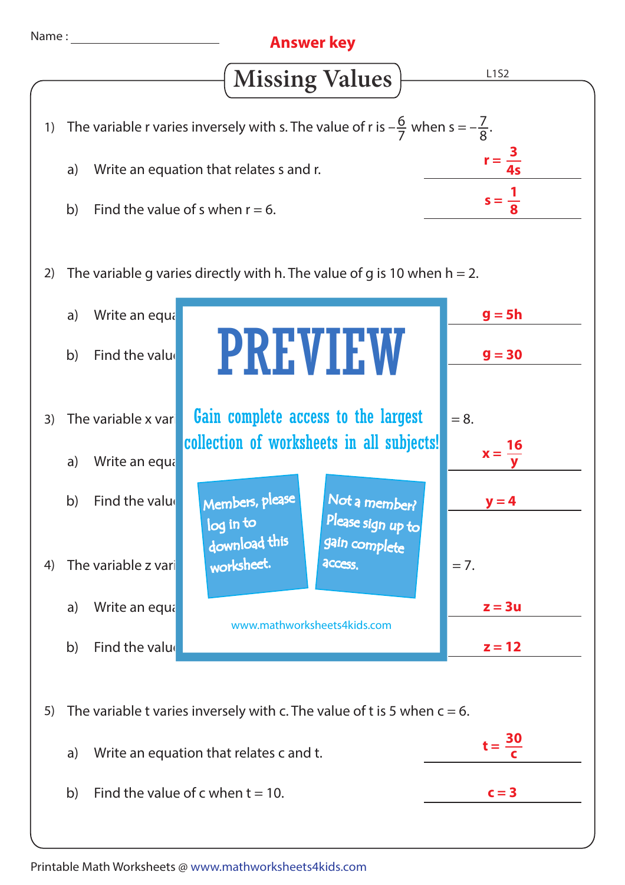Name : ______________________

**Answer key**

# Missing Values

L1S2

1) The variable r varies inversely with s. The value of r is $-\frac{6}{7}$ when $s = -\frac{7}{8}$.

   a) Write an equation that relates s and r. **$r = \frac{3}{4s}$**

   b) Find the value of s when r = 6. **$s = \frac{1}{8}$**

2) The variable g varies directly with h. The value of g is 10 when h = 2.

   a) Write an equa **$g = 5h$**

   b) Find the valu **$g = 30$**

3) The variable x var = 8.

   a) Write an equa **$x = \frac{16}{y}$**

   b) Find the valu **$y = 4$**

4) The variable z vari = 7.

   a) Write an equa **$z = 3u$**

   b) Find the valu **$z = 12$**

PREVIEW

Gain complete access to the largest collection of worksheets in all subjects!

Members, please log in to download this worksheet.

Not a member? Please sign up to gain complete access.

www.mathworksheets4kids.com

5) The variable t varies inversely with c. The value of t is 5 when c = 6.

   a) Write an equation that relates c and t. **$t = \frac{30}{c}$**

   b) Find the value of c when t = 10. **$c = 3$**

Printable Math Worksheets @ www.mathworksheets4kids.com